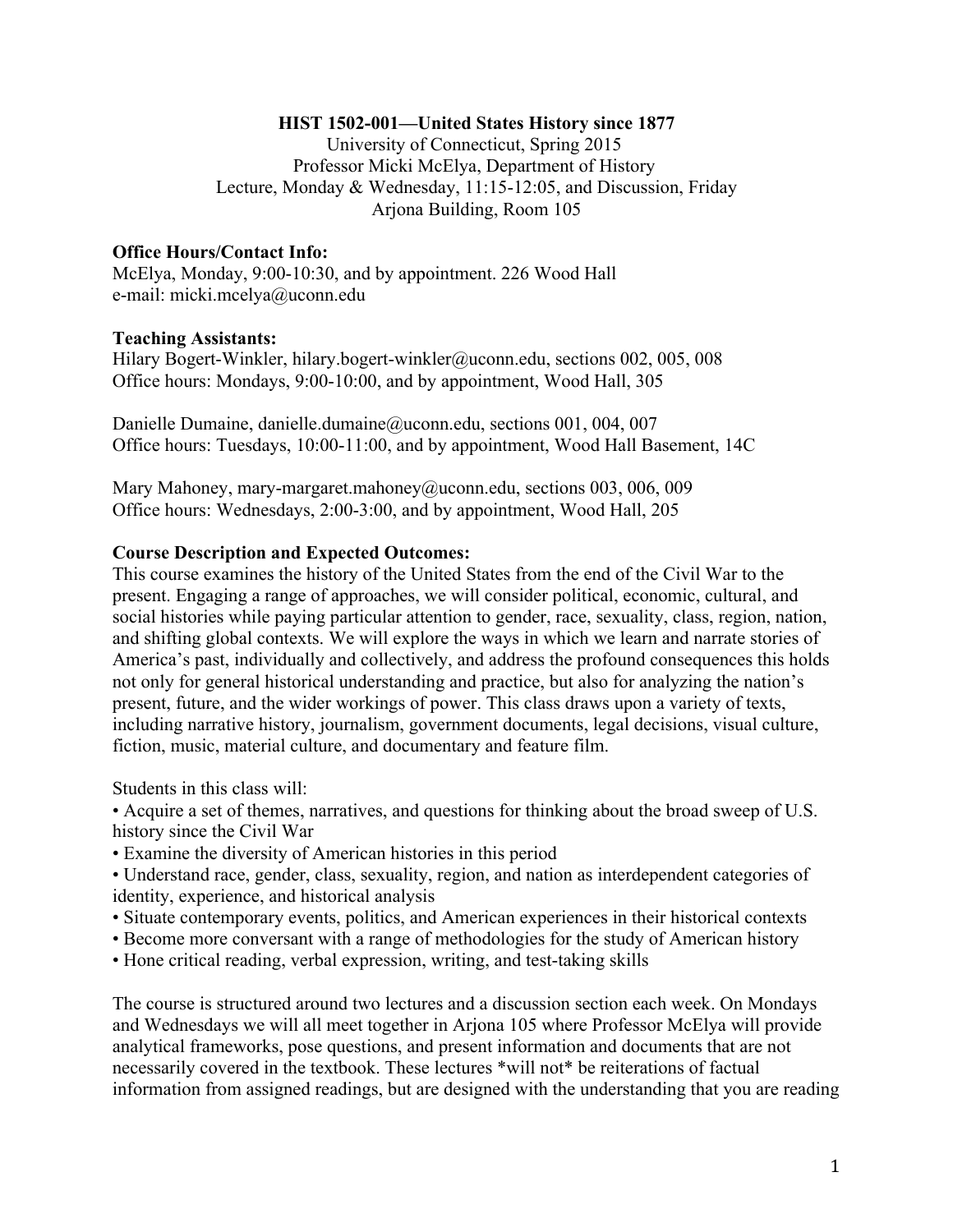**HIST 1502-001—United States History since 1877**

University of Connecticut, Spring 2015
Professor Micki McElya, Department of History
Lecture, Monday & Wednesday, 11:15-12:05, and Discussion, Friday
Arjona Building, Room 105

**Office Hours/Contact Info:**
McElya, Monday, 9:00-10:30, and by appointment. 226 Wood Hall
e-mail: micki.mcelya@uconn.edu

**Teaching Assistants:**
Hilary Bogert-Winkler, hilary.bogert-winkler@uconn.edu, sections 002, 005, 008
Office hours: Mondays, 9:00-10:00, and by appointment, Wood Hall, 305

Danielle Dumaine, danielle.dumaine@uconn.edu, sections 001, 004, 007
Office hours: Tuesdays, 10:00-11:00, and by appointment, Wood Hall Basement, 14C

Mary Mahoney, mary-margaret.mahoney@uconn.edu, sections 003, 006, 009
Office hours: Wednesdays, 2:00-3:00, and by appointment, Wood Hall, 205

**Course Description and Expected Outcomes:**
This course examines the history of the United States from the end of the Civil War to the present. Engaging a range of approaches, we will consider political, economic, cultural, and social histories while paying particular attention to gender, race, sexuality, class, region, nation, and shifting global contexts. We will explore the ways in which we learn and narrate stories of America's past, individually and collectively, and address the profound consequences this holds not only for general historical understanding and practice, but also for analyzing the nation's present, future, and the wider workings of power. This class draws upon a variety of texts, including narrative history, journalism, government documents, legal decisions, visual culture, fiction, music, material culture, and documentary and feature film.

Students in this class will:

- Acquire a set of themes, narratives, and questions for thinking about the broad sweep of U.S. history since the Civil War
- Examine the diversity of American histories in this period
- Understand race, gender, class, sexuality, region, and nation as interdependent categories of identity, experience, and historical analysis
- Situate contemporary events, politics, and American experiences in their historical contexts
- Become more conversant with a range of methodologies for the study of American history
- Hone critical reading, verbal expression, writing, and test-taking skills

The course is structured around two lectures and a discussion section each week. On Mondays and Wednesdays we will all meet together in Arjona 105 where Professor McElya will provide analytical frameworks, pose questions, and present information and documents that are not necessarily covered in the textbook. These lectures *will not* be reiterations of factual information from assigned readings, but are designed with the understanding that you are reading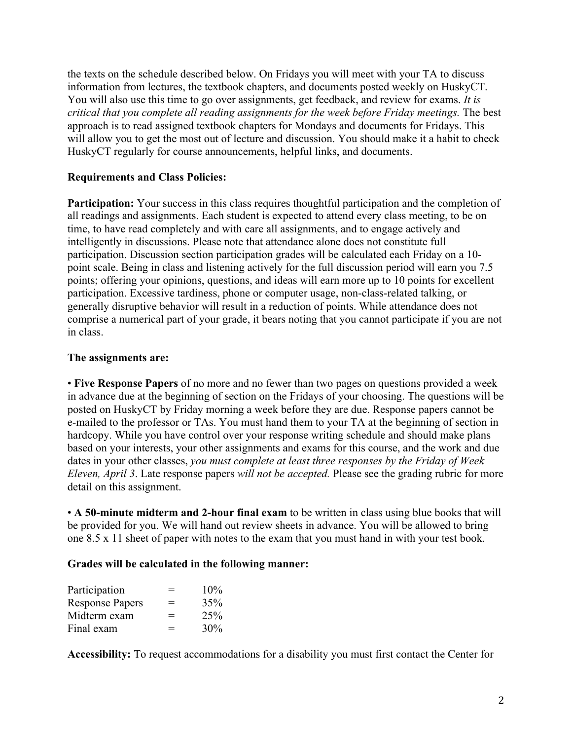the texts on the schedule described below. On Fridays you will meet with your TA to discuss information from lectures, the textbook chapters, and documents posted weekly on HuskyCT. You will also use this time to go over assignments, get feedback, and review for exams. *It is critical that you complete all reading assignments for the week before Friday meetings.* The best approach is to read assigned textbook chapters for Mondays and documents for Fridays. This will allow you to get the most out of lecture and discussion. You should make it a habit to check HuskyCT regularly for course announcements, helpful links, and documents.

**Requirements and Class Policies:**

**Participation:** Your success in this class requires thoughtful participation and the completion of all readings and assignments. Each student is expected to attend every class meeting, to be on time, to have read completely and with care all assignments, and to engage actively and intelligently in discussions. Please note that attendance alone does not constitute full participation. Discussion section participation grades will be calculated each Friday on a 10-point scale. Being in class and listening actively for the full discussion period will earn you 7.5 points; offering your opinions, questions, and ideas will earn more up to 10 points for excellent participation. Excessive tardiness, phone or computer usage, non-class-related talking, or generally disruptive behavior will result in a reduction of points. While attendance does not comprise a numerical part of your grade, it bears noting that you cannot participate if you are not in class.

**The assignments are:**

• **Five Response Papers** of no more and no fewer than two pages on questions provided a week in advance due at the beginning of section on the Fridays of your choosing. The questions will be posted on HuskyCT by Friday morning a week before they are due. Response papers cannot be e-mailed to the professor or TAs. You must hand them to your TA at the beginning of section in hardcopy. While you have control over your response writing schedule and should make plans based on your interests, your other assignments and exams for this course, and the work and due dates in your other classes, *you must complete at least three responses by the Friday of Week Eleven, April 3*. Late response papers *will not be accepted.* Please see the grading rubric for more detail on this assignment.

• **A 50-minute midterm and 2-hour final exam** to be written in class using blue books that will be provided for you. We will hand out review sheets in advance. You will be allowed to bring one 8.5 x 11 sheet of paper with notes to the exam that you must hand in with your test book.

**Grades will be calculated in the following manner:**

| | | |
|---|---|---|
| Participation | = | 10% |
| Response Papers | = | 35% |
| Midterm exam | = | 25% |
| Final exam | = | 30% |

**Accessibility:** To request accommodations for a disability you must first contact the Center for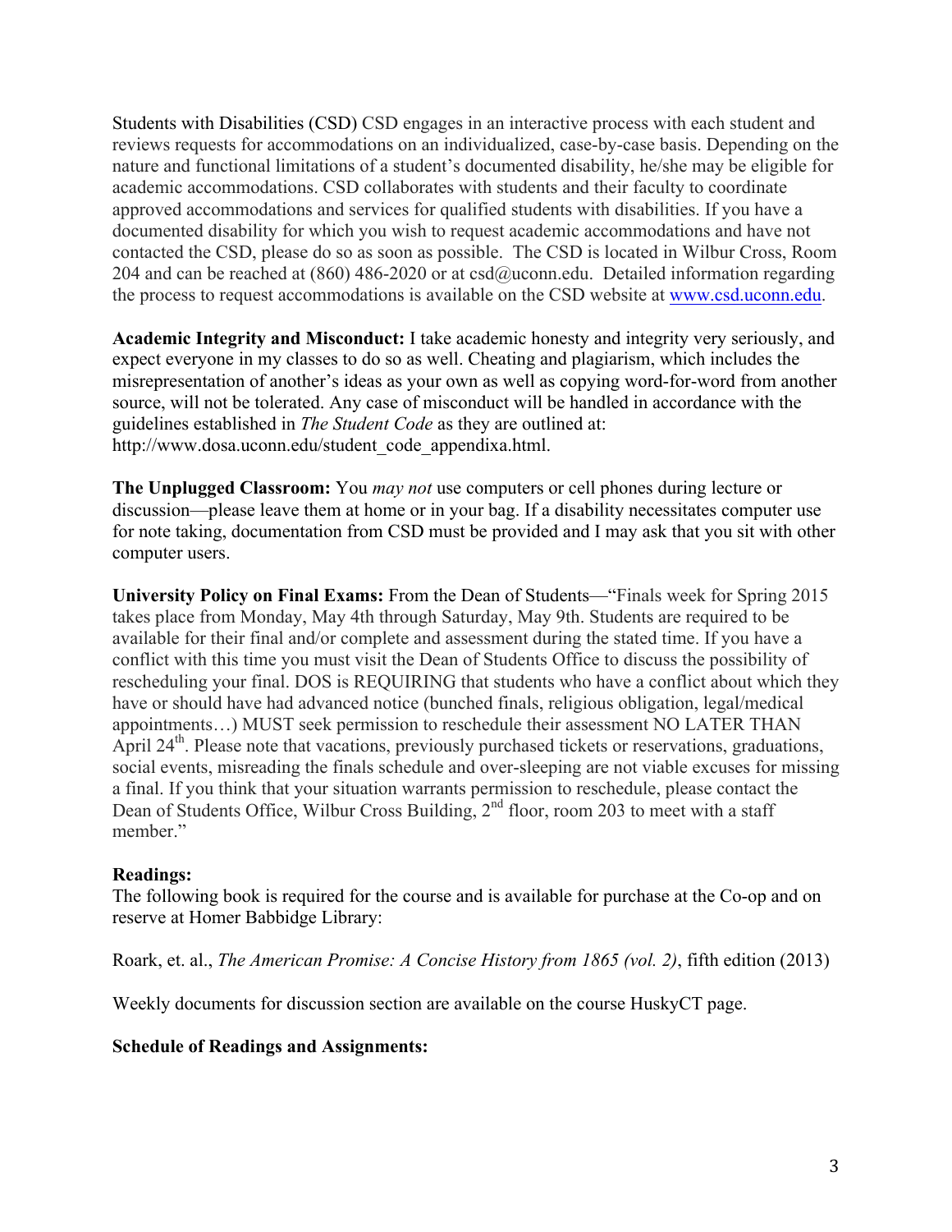Students with Disabilities (CSD) CSD engages in an interactive process with each student and reviews requests for accommodations on an individualized, case-by-case basis. Depending on the nature and functional limitations of a student's documented disability, he/she may be eligible for academic accommodations. CSD collaborates with students and their faculty to coordinate approved accommodations and services for qualified students with disabilities. If you have a documented disability for which you wish to request academic accommodations and have not contacted the CSD, please do so as soon as possible. The CSD is located in Wilbur Cross, Room 204 and can be reached at (860) 486-2020 or at csd@uconn.edu. Detailed information regarding the process to request accommodations is available on the CSD website at [www.csd.uconn.edu](http://www.csd.uconn.edu).

**Academic Integrity and Misconduct:** I take academic honesty and integrity very seriously, and expect everyone in my classes to do so as well. Cheating and plagiarism, which includes the misrepresentation of another's ideas as your own as well as copying word-for-word from another source, will not be tolerated. Any case of misconduct will be handled in accordance with the guidelines established in *The Student Code* as they are outlined at: http://www.dosa.uconn.edu/student_code_appendixa.html.

**The Unplugged Classroom:** You *may not* use computers or cell phones during lecture or discussion—please leave them at home or in your bag. If a disability necessitates computer use for note taking, documentation from CSD must be provided and I may ask that you sit with other computer users.

**University Policy on Final Exams:** From the Dean of Students—"Finals week for Spring 2015 takes place from Monday, May 4th through Saturday, May 9th. Students are required to be available for their final and/or complete and assessment during the stated time. If you have a conflict with this time you must visit the Dean of Students Office to discuss the possibility of rescheduling your final. DOS is REQUIRING that students who have a conflict about which they have or should have had advanced notice (bunched finals, religious obligation, legal/medical appointments…) MUST seek permission to reschedule their assessment NO LATER THAN April 24th. Please note that vacations, previously purchased tickets or reservations, graduations, social events, misreading the finals schedule and over-sleeping are not viable excuses for missing a final. If you think that your situation warrants permission to reschedule, please contact the Dean of Students Office, Wilbur Cross Building, 2nd floor, room 203 to meet with a staff member."

**Readings:**

The following book is required for the course and is available for purchase at the Co-op and on reserve at Homer Babbidge Library:

Roark, et. al., *The American Promise: A Concise History from 1865 (vol. 2)*, fifth edition (2013)

Weekly documents for discussion section are available on the course HuskyCT page.

**Schedule of Readings and Assignments:**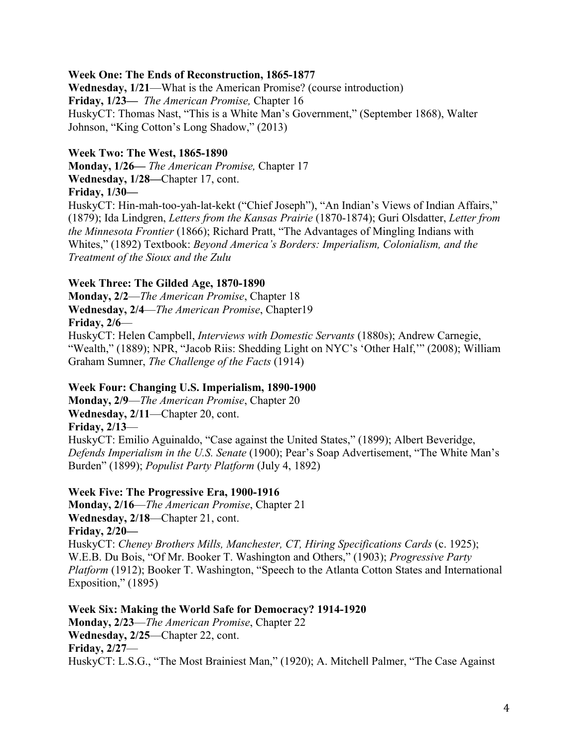**Week One: The Ends of Reconstruction, 1865-1877**
**Wednesday, 1/21**—What is the American Promise? (course introduction)
**Friday, 1/23—** *The American Promise,* Chapter 16
HuskyCT: Thomas Nast, "This is a White Man's Government," (September 1868), Walter Johnson, "King Cotton's Long Shadow," (2013)

**Week Two: The West, 1865-1890**
**Monday, 1/26—** *The American Promise,* Chapter 17
**Wednesday, 1/28—**Chapter 17, cont.
**Friday, 1/30—**
HuskyCT: Hin-mah-too-yah-lat-kekt ("Chief Joseph"), "An Indian's Views of Indian Affairs," (1879); Ida Lindgren, *Letters from the Kansas Prairie* (1870-1874); Guri Olsdatter, *Letter from the Minnesota Frontier* (1866); Richard Pratt, "The Advantages of Mingling Indians with Whites," (1892) Textbook: *Beyond America's Borders: Imperialism, Colonialism, and the Treatment of the Sioux and the Zulu*

**Week Three: The Gilded Age, 1870-1890**
**Monday, 2/2**—*The American Promise*, Chapter 18
**Wednesday, 2/4**—*The American Promise*, Chapter19
**Friday, 2/6**—
HuskyCT: Helen Campbell, *Interviews with Domestic Servants* (1880s); Andrew Carnegie, "Wealth," (1889); NPR, "Jacob Riis: Shedding Light on NYC's 'Other Half,'" (2008); William Graham Sumner, *The Challenge of the Facts* (1914)

**Week Four: Changing U.S. Imperialism, 1890-1900**
**Monday, 2/9**—*The American Promise*, Chapter 20
**Wednesday, 2/11**—Chapter 20, cont.
**Friday, 2/13**—
HuskyCT: Emilio Aguinaldo, "Case against the United States," (1899); Albert Beveridge, *Defends Imperialism in the U.S. Senate* (1900); Pear's Soap Advertisement, "The White Man's Burden" (1899); *Populist Party Platform* (July 4, 1892)

**Week Five: The Progressive Era, 1900-1916**
**Monday, 2/16**—*The American Promise*, Chapter 21
**Wednesday, 2/18**—Chapter 21, cont.
**Friday, 2/20—**
HuskyCT: *Cheney Brothers Mills, Manchester, CT, Hiring Specifications Cards* (c. 1925); W.E.B. Du Bois, "Of Mr. Booker T. Washington and Others," (1903); *Progressive Party Platform* (1912); Booker T. Washington, "Speech to the Atlanta Cotton States and International Exposition," (1895)

**Week Six: Making the World Safe for Democracy? 1914-1920**
**Monday, 2/23**—*The American Promise*, Chapter 22
**Wednesday, 2/25**—Chapter 22, cont.
**Friday, 2/27**—
HuskyCT: L.S.G., "The Most Brainiest Man," (1920); A. Mitchell Palmer, "The Case Against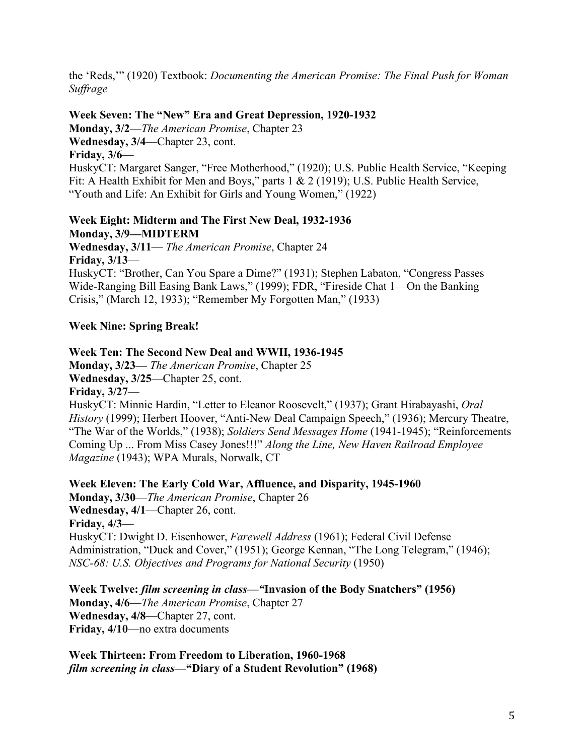the 'Reds,'" (1920) Textbook: *Documenting the American Promise: The Final Push for Woman Suffrage*

**Week Seven: The "New" Era and Great Depression, 1920-1932**
**Monday, 3/2**—*The American Promise*, Chapter 23
**Wednesday, 3/4**—Chapter 23, cont.
**Friday, 3/6**—
HuskyCT: Margaret Sanger, "Free Motherhood," (1920); U.S. Public Health Service, "Keeping Fit: A Health Exhibit for Men and Boys," parts 1 & 2 (1919); U.S. Public Health Service, "Youth and Life: An Exhibit for Girls and Young Women," (1922)

**Week Eight: Midterm and The First New Deal, 1932-1936**
**Monday, 3/9—MIDTERM**
**Wednesday, 3/11**— *The American Promise*, Chapter 24
**Friday, 3/13**—
HuskyCT: "Brother, Can You Spare a Dime?" (1931); Stephen Labaton, "Congress Passes Wide-Ranging Bill Easing Bank Laws," (1999); FDR, "Fireside Chat 1—On the Banking Crisis," (March 12, 1933); "Remember My Forgotten Man," (1933)

**Week Nine: Spring Break!**

**Week Ten: The Second New Deal and WWII, 1936-1945**
**Monday, 3/23—** *The American Promise*, Chapter 25
**Wednesday, 3/25**—Chapter 25, cont.
**Friday, 3/27**—
HuskyCT: Minnie Hardin, "Letter to Eleanor Roosevelt," (1937); Grant Hirabayashi, *Oral History* (1999); Herbert Hoover, "Anti-New Deal Campaign Speech," (1936); Mercury Theatre, "The War of the Worlds," (1938); *Soldiers Send Messages Home* (1941-1945); "Reinforcements Coming Up ... From Miss Casey Jones!!!" *Along the Line, New Haven Railroad Employee Magazine* (1943); WPA Murals, Norwalk, CT

**Week Eleven: The Early Cold War, Affluence, and Disparity, 1945-1960**
**Monday, 3/30**—*The American Promise*, Chapter 26
**Wednesday, 4/1**—Chapter 26, cont.
**Friday, 4/3**—
HuskyCT: Dwight D. Eisenhower, *Farewell Address* (1961); Federal Civil Defense Administration, "Duck and Cover," (1951); George Kennan, "The Long Telegram," (1946); *NSC-68: U.S. Objectives and Programs for National Security* (1950)

**Week Twelve: *film screening in class—*"Invasion of the Body Snatchers" (1956)**
**Monday, 4/6**—*The American Promise*, Chapter 27
**Wednesday, 4/8**—Chapter 27, cont.
**Friday, 4/10**—no extra documents

**Week Thirteen: From Freedom to Liberation, 1960-1968**
***film screening in class*—"Diary of a Student Revolution" (1968)**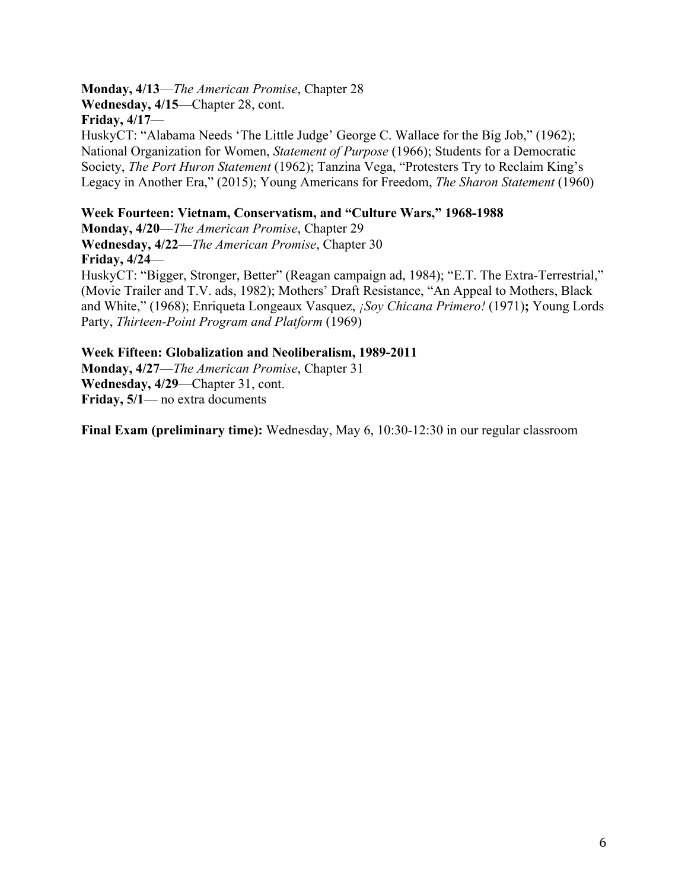**Monday, 4/13**—*The American Promise*, Chapter 28
**Wednesday, 4/15**—Chapter 28, cont.
**Friday, 4/17**—
HuskyCT: "Alabama Needs 'The Little Judge' George C. Wallace for the Big Job," (1962); National Organization for Women, *Statement of Purpose* (1966); Students for a Democratic Society, *The Port Huron Statement* (1962); Tanzina Vega, "Protesters Try to Reclaim King's Legacy in Another Era," (2015); Young Americans for Freedom, *The Sharon Statement* (1960)

**Week Fourteen: Vietnam, Conservatism, and "Culture Wars," 1968-1988**
**Monday, 4/20**—*The American Promise*, Chapter 29
**Wednesday, 4/22**—*The American Promise*, Chapter 30
**Friday, 4/24**—
HuskyCT: "Bigger, Stronger, Better" (Reagan campaign ad, 1984); "E.T. The Extra-Terrestrial," (Movie Trailer and T.V. ads, 1982); Mothers' Draft Resistance, "An Appeal to Mothers, Black and White," (1968); Enriqueta Longeaux Vasquez, *¡Soy Chicana Primero!* (1971)**;** Young Lords Party, *Thirteen-Point Program and Platform* (1969)

**Week Fifteen: Globalization and Neoliberalism, 1989-2011**
**Monday, 4/27**—*The American Promise*, Chapter 31
**Wednesday, 4/29**—Chapter 31, cont.
**Friday, 5/1**— no extra documents

**Final Exam (preliminary time):** Wednesday, May 6, 10:30-12:30 in our regular classroom